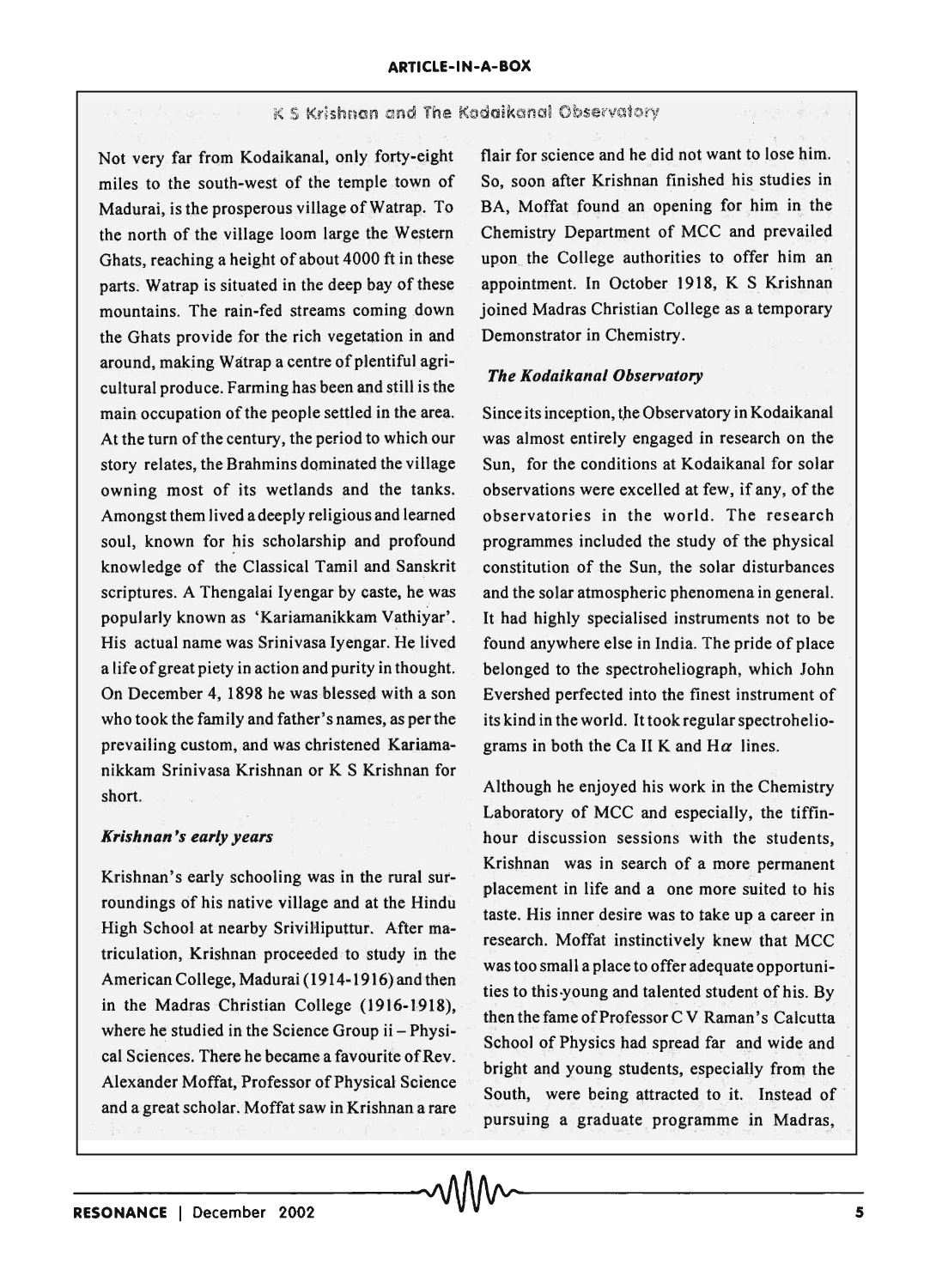## K S Krishnan and The Kodaikanal Observatory

Not very far from Kodaikanal, only forty-eight miles to the south-west of the temple town of Madurai, is the prosperous village of Watrap. To the north of the village loom large the Western Ghats, reaching a height of about 4000 ft in these parts. Watrap is situated in the deep bay of these mountains. The rain-fed streams coming down the Ghats provide for the rich vegetation in and around, making Watrap a centre of plentiful agricultural produce. Farming has been and still is the main occupation of the people settled in the area. At the turn of the century, the period to which our story relates, the Brahmins dominated the village owning most of its wetlands and the tanks. Amongst them lived a deeply religious and learned soul, known for his scholarship and profound knowledge of the Classical Tamil and Sanskrit scriptures. A Thengalai Iyengar by caste, he was popularly known as 'Kariamanikkam Vathiyar'. His actual name was Srinivasa Iyengar. He lived a life of great piety in action and purity in thought. On December 4, 1898 he was blessed with a son who took the family and father's names, as per the prevailing custom, and was christened Kariamanikkam Srinivasa Krishnan or K S Krishnan for short.

### *Krishnan's early years*

Krishnan's early schooling was in the rural surroundings of his native village and at the Hindu High School at nearby Srivilliputtur. After matriculation, Krishnan proceeded to study in the American College, Madurai (1914-1916) and then in the Madras Christian College (1916-1918), where he studied in the Science Group ii – Physical Sciences. There he became a favourite of Rev. Alexander Moffat, Professor of Physical Science and a great scholar. Moffat saw in Krishnan a rare flair for science and he did not want to lose him. So, soon after Krishnan finished his studies in BA, Moffat found an opening for him in the Chemistry Department of MCC and prevailed upon the College authorities to offer him an appointment. In October 1918, K S Krishnan joined Madras Christian College as a temporary Demonstrator in Chemistry.

### *The Kodaikanal Observatory*

Since its inception, the Observatory in Kodaikanal was almost entirely engaged in research on the Sun, for the conditions at Kodaikanal for solar observations were excelled at few, if any, of the observatories in the world. The research programmes included the study of the physical constitution of the Sun, the solar disturbances and the solar atmospheric phenomena in general. It had highly specialised instruments not to be found anywhere else in India. The pride of place belonged to the spectroheliograph, which John Evershed perfected into the finest instrument of its kind in the world. It took regular spectroheliograms in both the Ca II K and H$\alpha$ lines.

Although he enjoyed his work in the Chemistry Laboratory of MCC and especially, the tiffin-hour discussion sessions with the students, Krishnan was in search of a more permanent placement in life and a one more suited to his taste. His inner desire was to take up a career in research. Moffat instinctively knew that MCC was too small a place to offer adequate opportunities to this young and talented student of his. By then the fame of Professor C V Raman's Calcutta School of Physics had spread far and wide and bright and young students, especially from the South, were being attracted to it. Instead of pursuing a graduate programme in Madras,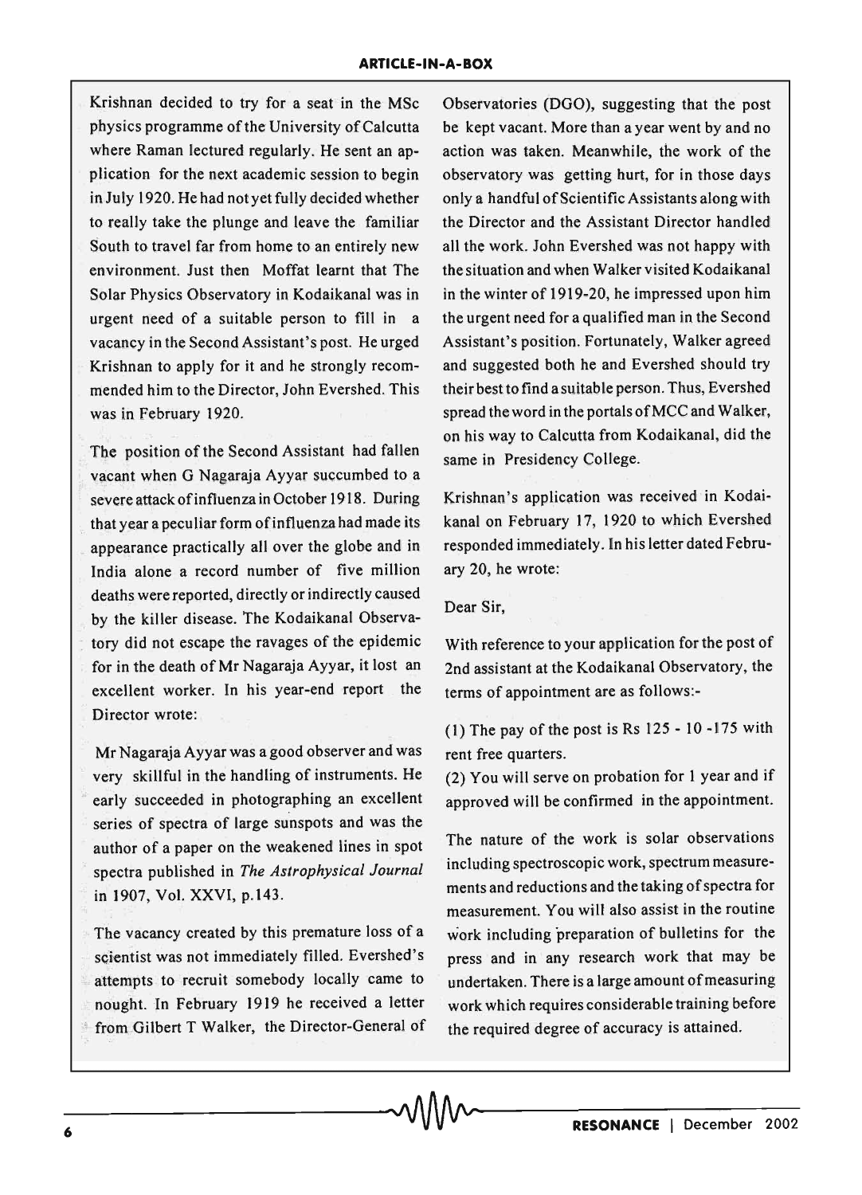Krishnan decided to try for a seat in the MSc physics programme of the University of Calcutta where Raman lectured regularly. He sent an application for the next academic session to begin in July 1920. He had not yet fully decided whether to really take the plunge and leave the familiar South to travel far from home to an entirely new environment. Just then Moffat learnt that The Solar Physics Observatory in Kodaikanal was in urgent need of a suitable person to fill in a vacancy in the Second Assistant's post. He urged Krishnan to apply for it and he strongly recommended him to the Director, John Evershed. This was in February 1920.

The position of the Second Assistant had fallen vacant when G Nagaraja Ayyar succumbed to a severe attack of influenza in October 1918. During that year a peculiar form of influenza had made its appearance practically all over the globe and in India alone a record number of five million deaths were reported, directly or indirectly caused by the killer disease. The Kodaikanal Observatory did not escape the ravages of the epidemic for in the death of Mr Nagaraja Ayyar, it lost an excellent worker. In his year-end report the Director wrote:

> Mr Nagaraja Ayyar was a good observer and was very skillful in the handling of instruments. He early succeeded in photographing an excellent series of spectra of large sunspots and was the author of a paper on the weakened lines in spot spectra published in *The Astrophysical Journal* in 1907, Vol. XXVI, p.143.

The vacancy created by this premature loss of a scientist was not immediately filled. Evershed's attempts to recruit somebody locally came to nought. In February 1919 he received a letter from Gilbert T Walker, the Director-General of Observatories (DGO), suggesting that the post be kept vacant. More than a year went by and no action was taken. Meanwhile, the work of the observatory was getting hurt, for in those days only a handful of Scientific Assistants along with the Director and the Assistant Director handled all the work. John Evershed was not happy with the situation and when Walker visited Kodaikanal in the winter of 1919-20, he impressed upon him the urgent need for a qualified man in the Second Assistant's position. Fortunately, Walker agreed and suggested both he and Evershed should try their best to find a suitable person. Thus, Evershed spread the word in the portals of MCC and Walker, on his way to Calcutta from Kodaikanal, did the same in Presidency College.

Krishnan's application was received in Kodaikanal on February 17, 1920 to which Evershed responded immediately. In his letter dated February 20, he wrote:

> Dear Sir,
>
> With reference to your application for the post of 2nd assistant at the Kodaikanal Observatory, the terms of appointment are as follows:-
>
> (1) The pay of the post is Rs 125 - 10 -175 with rent free quarters.
> (2) You will serve on probation for 1 year and if approved will be confirmed in the appointment.
>
> The nature of the work is solar observations including spectroscopic work, spectrum measurements and reductions and the taking of spectra for measurement. You will also assist in the routine work including preparation of bulletins for the press and in any research work that may be undertaken. There is a large amount of measuring work which requires considerable training before the required degree of accuracy is attained.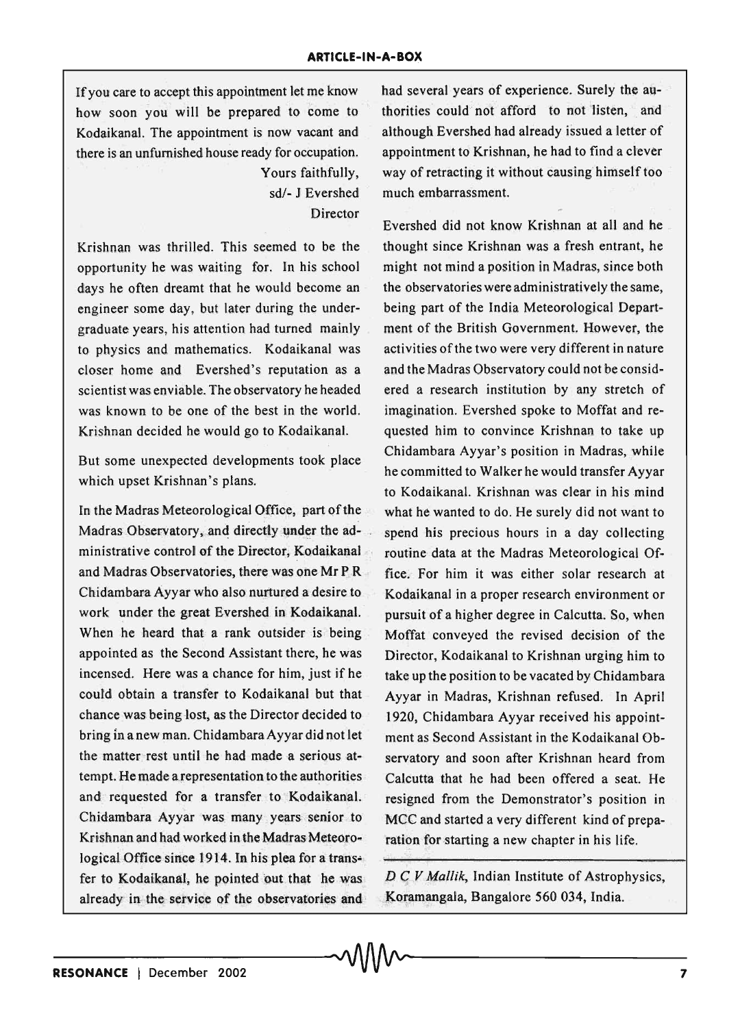If you care to accept this appointment let me know how soon you will be prepared to come to Kodaikanal. The appointment is now vacant and there is an unfurnished house ready for occupation.

Yours faithfully,
sd/- J Evershed
Director

Krishnan was thrilled. This seemed to be the opportunity he was waiting for. In his school days he often dreamt that he would become an engineer some day, but later during the undergraduate years, his attention had turned mainly to physics and mathematics. Kodaikanal was closer home and Evershed's reputation as a scientist was enviable. The observatory he headed was known to be one of the best in the world. Krishnan decided he would go to Kodaikanal.

But some unexpected developments took place which upset Krishnan's plans.

In the Madras Meteorological Office, part of the Madras Observatory, and directly under the administrative control of the Director, Kodaikanal and Madras Observatories, there was one Mr P R Chidambara Ayyar who also nurtured a desire to work under the great Evershed in Kodaikanal. When he heard that a rank outsider is being appointed as the Second Assistant there, he was incensed. Here was a chance for him, just if he could obtain a transfer to Kodaikanal but that chance was being lost, as the Director decided to bring in a new man. Chidambara Ayyar did not let the matter rest until he had made a serious attempt. He made a representation to the authorities and requested for a transfer to Kodaikanal. Chidambara Ayyar was many years senior to Krishnan and had worked in the Madras Meteorological Office since 1914. In his plea for a transfer to Kodaikanal, he pointed out that he was already in the service of the observatories and had several years of experience. Surely the authorities could not afford to not listen, and although Evershed had already issued a letter of appointment to Krishnan, he had to find a clever way of retracting it without causing himself too much embarrassment.

Evershed did not know Krishnan at all and he thought since Krishnan was a fresh entrant, he might not mind a position in Madras, since both the observatories were administratively the same, being part of the India Meteorological Department of the British Government. However, the activities of the two were very different in nature and the Madras Observatory could not be considered a research institution by any stretch of imagination. Evershed spoke to Moffat and requested him to convince Krishnan to take up Chidambara Ayyar's position in Madras, while he committed to Walker he would transfer Ayyar to Kodaikanal. Krishnan was clear in his mind what he wanted to do. He surely did not want to spend his precious hours in a day collecting routine data at the Madras Meteorological Office. For him it was either solar research at Kodaikanal in a proper research environment or pursuit of a higher degree in Calcutta. So, when Moffat conveyed the revised decision of the Director, Kodaikanal to Krishnan urging him to take up the position to be vacated by Chidambara Ayyar in Madras, Krishnan refused. In April 1920, Chidambara Ayyar received his appointment as Second Assistant in the Kodaikanal Observatory and soon after Krishnan heard from Calcutta that he had been offered a seat. He resigned from the Demonstrator's position in MCC and started a very different kind of preparation for starting a new chapter in his life.

---

*D C V Mallik*, Indian Institute of Astrophysics, Koramangala, Bangalore 560 034, India.